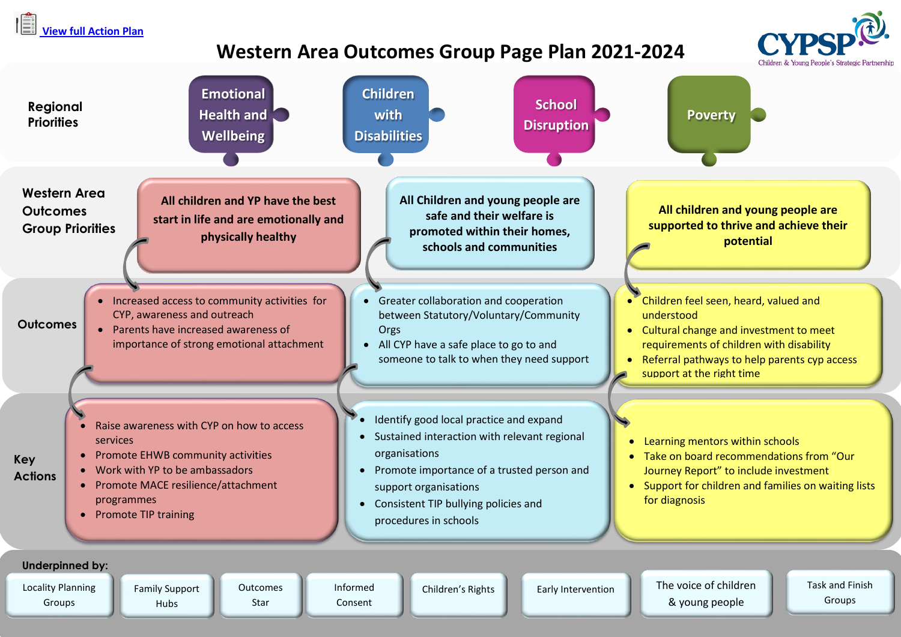[View full Action Plan]

# Western Area Outcomes Group Page Plan 2021-2024

CYPSP – Children & Young People's Strategic Partnership

## Regional Priorities

- Emotional Health and Wellbeing
- Children with Disabilities
- School Disruption
- Poverty

## Western Area Outcomes Group Priorities

| All children and YP have the best start in life and are emotionally and physically healthy | All Children and young people are safe and their welfare is promoted within their homes, schools and communities | All children and young people are supported to thrive and achieve their potential |
|---|---|---|

## Outcomes

**All children and YP have the best start in life and are emotionally and physically healthy**

- Increased access to community activities for CYP, awareness and outreach
- Parents have increased awareness of importance of strong emotional attachment

**All Children and young people are safe and their welfare is promoted within their homes, schools and communities**

- Greater collaboration and cooperation between Statutory/Voluntary/Community Orgs
- All CYP have a safe place to go to and someone to talk to when they need support

**All children and young people are supported to thrive and achieve their potential**

- Children feel seen, heard, valued and understood
- Cultural change and investment to meet requirements of children with disability
- Referral pathways to help parents cyp access support at the right time

## Key Actions

**All children and YP have the best start in life and are emotionally and physically healthy**

- Raise awareness with CYP on how to access services
- Promote EHWB community activities
- Work with YP to be ambassadors
- Promote MACE resilience/attachment programmes
- Promote TIP training

**All Children and young people are safe and their welfare is promoted within their homes, schools and communities**

- Identify good local practice and expand
- Sustained interaction with relevant regional organisations
- Promote importance of a trusted person and support organisations
- Consistent TIP bullying policies and procedures in schools

**All children and young people are supported to thrive and achieve their potential**

- Learning mentors within schools
- Take on board recommendations from "Our Journey Report" to include investment
- Support for children and families on waiting lists for diagnosis

## Underpinned by:

- Locality Planning Groups
- Family Support Hubs
- Outcomes Star
- Informed Consent
- Children's Rights
- Early Intervention
- The voice of children & young people
- Task and Finish Groups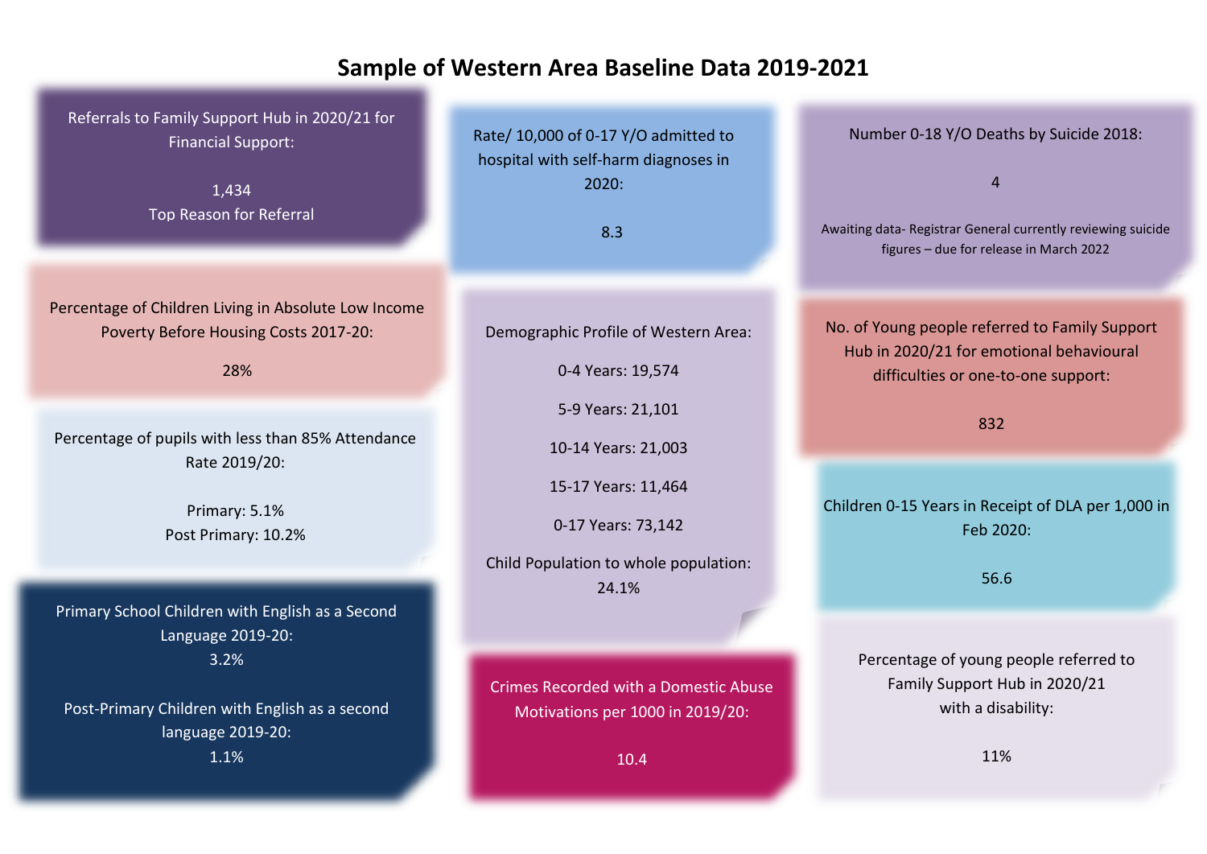# Sample of Western Area Baseline Data 2019-2021

Referrals to Family Support Hub in 2020/21 for Financial Support:

1,434
Top Reason for Referral

Percentage of Children Living in Absolute Low Income Poverty Before Housing Costs 2017-20:

28%

Percentage of pupils with less than 85% Attendance Rate 2019/20:

Primary: 5.1%
Post Primary: 10.2%

Primary School Children with English as a Second Language 2019-20:
3.2%

Post-Primary Children with English as a second language 2019-20:
1.1%

Rate/ 10,000 of 0-17 Y/O admitted to hospital with self-harm diagnoses in 2020:

8.3

Demographic Profile of Western Area:

0-4 Years: 19,574

5-9 Years: 21,101

10-14 Years: 21,003

15-17 Years: 11,464

0-17 Years: 73,142

Child Population to whole population: 24.1%

Crimes Recorded with a Domestic Abuse Motivations per 1000 in 2019/20:

10.4

Number 0-18 Y/O Deaths by Suicide 2018:

4

Awaiting data- Registrar General currently reviewing suicide figures – due for release in March 2022

No. of Young people referred to Family Support Hub in 2020/21 for emotional behavioural difficulties or one-to-one support:

832

Children 0-15 Years in Receipt of DLA per 1,000 in Feb 2020:

56.6

Percentage of young people referred to Family Support Hub in 2020/21 with a disability:

11%